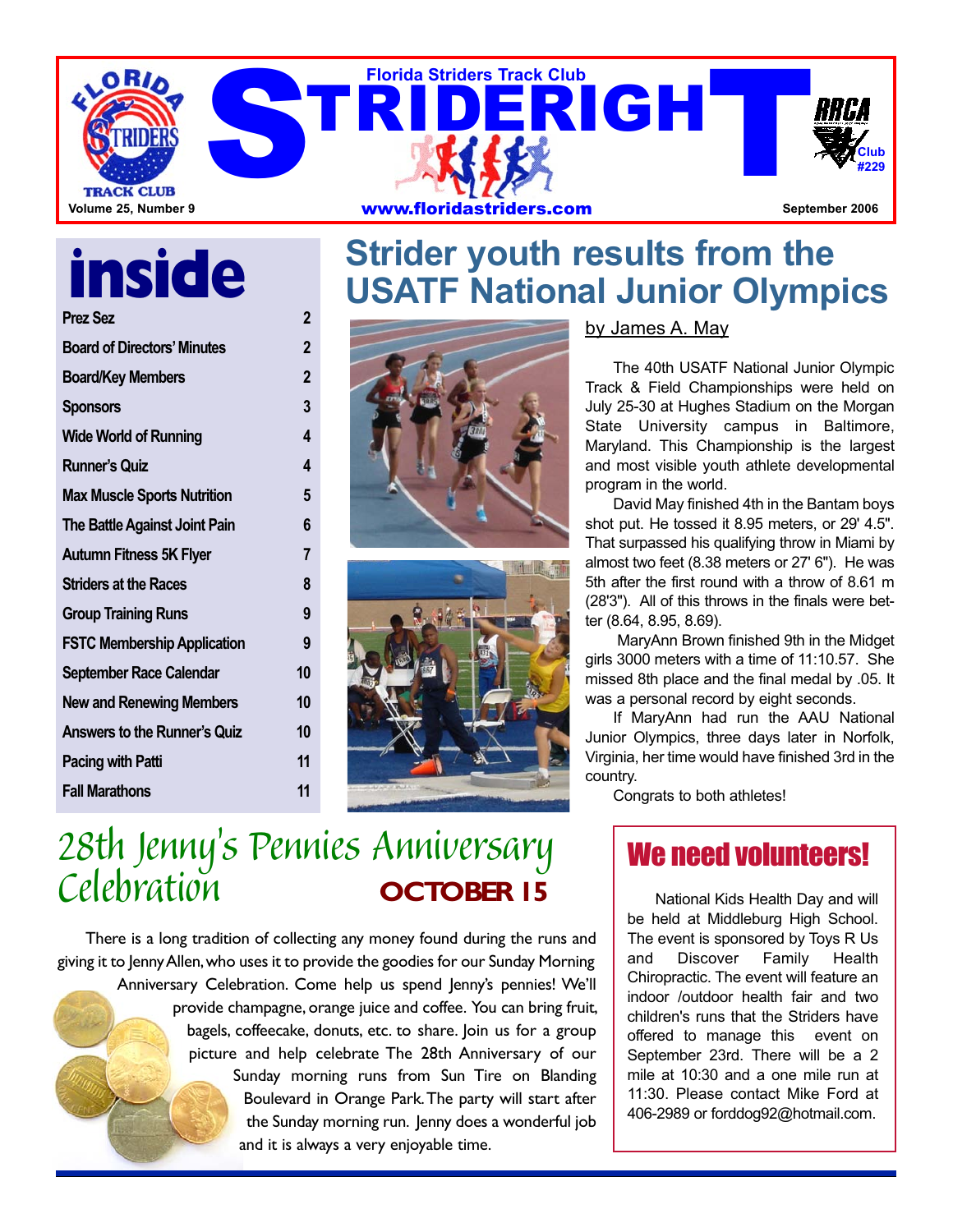# STRIDERIGHT

Florida Striders Track Club

RRCA Club #229

Volume 25, Number 9 — www.floridastriders.com — September 2006

## inside

| | |
|---|---|
| Prez Sez | 2 |
| Board of Directors' Minutes | 2 |
| Board/Key Members | 2 |
| Sponsors | 3 |
| Wide World of Running | 4 |
| Runner's Quiz | 4 |
| Max Muscle Sports Nutrition | 5 |
| The Battle Against Joint Pain | 6 |
| Autumn Fitness 5K Flyer | 7 |
| Striders at the Races | 8 |
| Group Training Runs | 9 |
| FSTC Membership Application | 9 |
| September Race Calendar | 10 |
| New and Renewing Members | 10 |
| Answers to the Runner's Quiz | 10 |
| Pacing with Patti | 11 |
| Fall Marathons | 11 |

# Strider youth results from the USATF National Junior Olympics

by James A. May

The 40th USATF National Junior Olympic Track & Field Championships were held on July 25-30 at Hughes Stadium on the Morgan State University campus in Baltimore, Maryland. This Championship is the largest and most visible youth athlete developmental program in the world.

David May finished 4th in the Bantam boys shot put. He tossed it 8.95 meters, or 29' 4.5". That surpassed his qualifying throw in Miami by almost two feet (8.38 meters or 27' 6"). He was 5th after the first round with a throw of 8.61 m (28'3"). All of this throws in the finals were better (8.64, 8.95, 8.69).

MaryAnn Brown finished 9th in the Midget girls 3000 meters with a time of 11:10.57. She missed 8th place and the final medal by .05. It was a personal record by eight seconds.

If MaryAnn had run the AAU National Junior Olympics, three days later in Norfolk, Virginia, her time would have finished 3rd in the country.

Congrats to both athletes!

# 28th Jenny's Pennies Anniversary Celebration

**OCTOBER 15**

There is a long tradition of collecting any money found during the runs and giving it to Jenny Allen, who uses it to provide the goodies for our Sunday Morning Anniversary Celebration. Come help us spend Jenny's pennies! We'll provide champagne, orange juice and coffee. You can bring fruit, bagels, coffeecake, donuts, etc. to share. Join us for a group picture and help celebrate The 28th Anniversary of our Sunday morning runs from Sun Tire on Blanding Boulevard in Orange Park. The party will start after the Sunday morning run. Jenny does a wonderful job and it is always a very enjoyable time.

## We need volunteers!

National Kids Health Day and will be held at Middleburg High School. The event is sponsored by Toys R Us and Discover Family Health Chiropractic. The event will feature an indoor /outdoor health fair and two children's runs that the Striders have offered to manage this event on September 23rd. There will be a 2 mile at 10:30 and a one mile run at 11:30. Please contact Mike Ford at 406-2989 or forddog92@hotmail.com.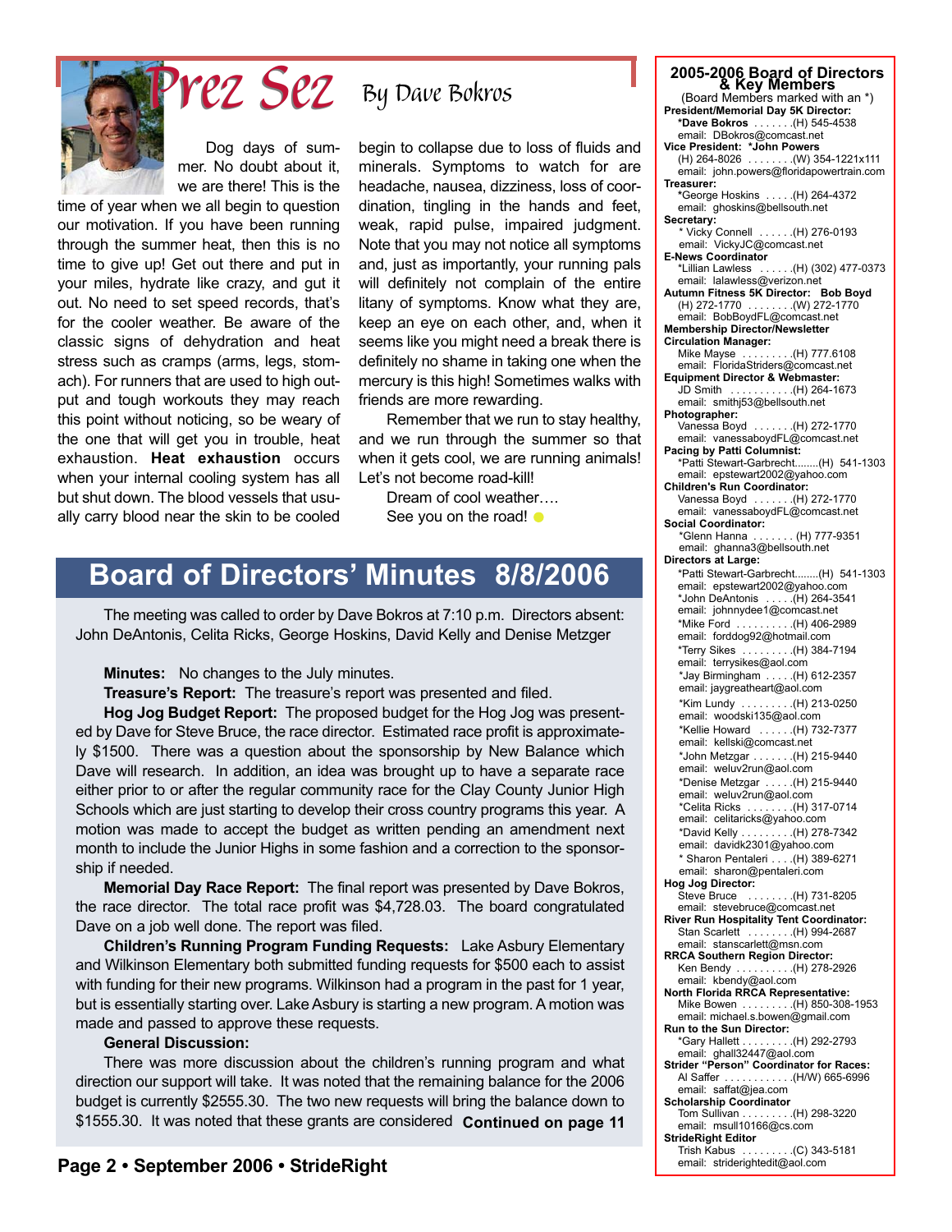# Prez Sez

By Dave Bokros

Dog days of summer. No doubt about it, we are there! This is the time of year when we all begin to question our motivation. If you have been running through the summer heat, then this is no time to give up! Get out there and put in your miles, hydrate like crazy, and gut it out. No need to set speed records, that's for the cooler weather. Be aware of the classic signs of dehydration and heat stress such as cramps (arms, legs, stomach). For runners that are used to high output and tough workouts they may reach this point without noticing, so be weary of the one that will get you in trouble, heat exhaustion. **Heat exhaustion** occurs when your internal cooling system has all but shut down. The blood vessels that usually carry blood near the skin to be cooled begin to collapse due to loss of fluids and minerals. Symptoms to watch for are headache, nausea, dizziness, loss of coordination, tingling in the hands and feet, weak, rapid pulse, impaired judgment. Note that you may not notice all symptoms and, just as importantly, your running pals will definitely not complain of the entire litany of symptoms. Know what they are, keep an eye on each other, and, when it seems like you might need a break there is definitely no shame in taking one when the mercury is this high! Sometimes walks with friends are more rewarding.

Remember that we run to stay healthy, and we run through the summer so that when it gets cool, we are running animals! Let's not become road-kill!

Dream of cool weather….

See you on the road!

## Board of Directors' Minutes 8/8/2006

The meeting was called to order by Dave Bokros at 7:10 p.m. Directors absent: John DeAntonis, Celita Ricks, George Hoskins, David Kelly and Denise Metzger

**Minutes:** No changes to the July minutes.

**Treasure's Report:** The treasure's report was presented and filed.

**Hog Jog Budget Report:** The proposed budget for the Hog Jog was presented by Dave for Steve Bruce, the race director. Estimated race profit is approximately $1500. There was a question about the sponsorship by New Balance which Dave will research. In addition, an idea was brought up to have a separate race either prior to or after the regular community race for the Clay County Junior High Schools which are just starting to develop their cross country programs this year. A motion was made to accept the budget as written pending an amendment next month to include the Junior Highs in some fashion and a correction to the sponsorship if needed.

**Memorial Day Race Report:** The final report was presented by Dave Bokros, the race director. The total race profit was $4,728.03. The board congratulated Dave on a job well done. The report was filed.

**Children's Running Program Funding Requests:** Lake Asbury Elementary and Wilkinson Elementary both submitted funding requests for $500 each to assist with funding for their new programs. Wilkinson had a program in the past for 1 year, but is essentially starting over. Lake Asbury is starting a new program. A motion was made and passed to approve these requests.

**General Discussion:**

There was more discussion about the children's running program and what direction our support will take. It was noted that the remaining balance for the 2006 budget is currently $2555.30. The two new requests will bring the balance down to $1555.30. It was noted that these grants are considered **Continued on page 11**

## 2005-2006 Board of Directors & Key Members

(Board Members marked with an *)

**President/Memorial Day 5K Director:**
*Dave Bokros .......(H) 545-4538
email: DBokros@comcast.net

**Vice President: *John Powers**
(H) 264-8026 ........(W) 354-1221x111
email: john.powers@floridapowertrain.com

**Treasurer:**
*George Hoskins .....(H) 264-4372
email: ghoskins@bellsouth.net

**Secretary:**
* Vicky Connell ......(H) 276-0193
email: VickyJC@comcast.net

**E-News Coordinator**
*Lillian Lawless ......(H) (302) 477-0373
email: lalawless@verizon.net

**Autumn Fitness 5K Director: Bob Boyd**
(H) 272-1770 ........(W) 272-1770
email: BobBoydFL@comcast.net

**Membership Director/Newsletter Circulation Manager:**
Mike Mayse .........(H) 777.6108
email: FloridaStriders@comcast.net

**Equipment Director & Webmaster:**
JD Smith ...........(H) 264-1673
email: smithj53@bellsouth.net

**Photographer:**
Vanessa Boyd .......(H) 272-1770
email: vanessaboydFL@comcast.net

**Pacing by Patti Columnist:**
*Patti Stewart-Garbrecht........(H) 541-1303
email: epstewart2002@yahoo.com

**Children's Run Coordinator:**
Vanessa Boyd .......(H) 272-1770
email: vanessaboydFL@comcast.net

**Social Coordinator:**
*Glenn Hanna .......(H) 777-9351
email: ghanna3@bellsouth.net

**Directors at Large:**
*Patti Stewart-Garbrecht........(H) 541-1303
email: epstewart2002@yahoo.com
*John DeAntonis .....(H) 264-3541
email: johnnydee1@comcast.net
*Mike Ford ..........(H) 406-2989
email: forddog92@hotmail.com
*Terry Sikes .........(H) 384-7194
email: terrysikes@aol.com
*Jay Birmingham .....(H) 612-2357
email: jaygreatheart@aol.com
*Kim Lundy .........(H) 213-0250
email: woodski135@aol.com
*Kellie Howard ......(H) 732-7377
email: kellski@comcast.net
*John Metzgar .......(H) 215-9440
email: weluv2run@aol.com
*Denise Metzgar .....(H) 215-9440
email: weluv2run@aol.com
*Celita Ricks ........(H) 317-0714
email: celitaricks@yahoo.com
*David Kelly .........(H) 278-7342
email: davidk2301@yahoo.com
* Sharon Pentaleri ....(H) 389-6271
email: sharon@pentaleri.com

**Hog Jog Director:**
Steve Bruce ........(H) 731-8205
email: stevebruce@comcast.net

**River Run Hospitality Tent Coordinator:**
Stan Scarlett ........(H) 994-2687
email: stanscarlett@msn.com

**RRCA Southern Region Director:**
Ken Bendy ..........(H) 278-2926
email: kbendy@aol.com

**North Florida RRCA Representative:**
Mike Bowen .........(H) 850-308-1953
email: michael.s.bowen@gmail.com

**Run to the Sun Director:**
*Gary Hallett .........(H) 292-2793
email: ghall32447@aol.com

**Strider "Person" Coordinator for Races:**
Al Saffer ............(H/W) 665-6996
email: saffat@jea.com

**Scholarship Coordinator**
Tom Sullivan .........(H) 298-3220
email: msull10166@cs.com

**StrideRight Editor**
Trish Kabus .........(C) 343-5181
email: striderightedit@aol.com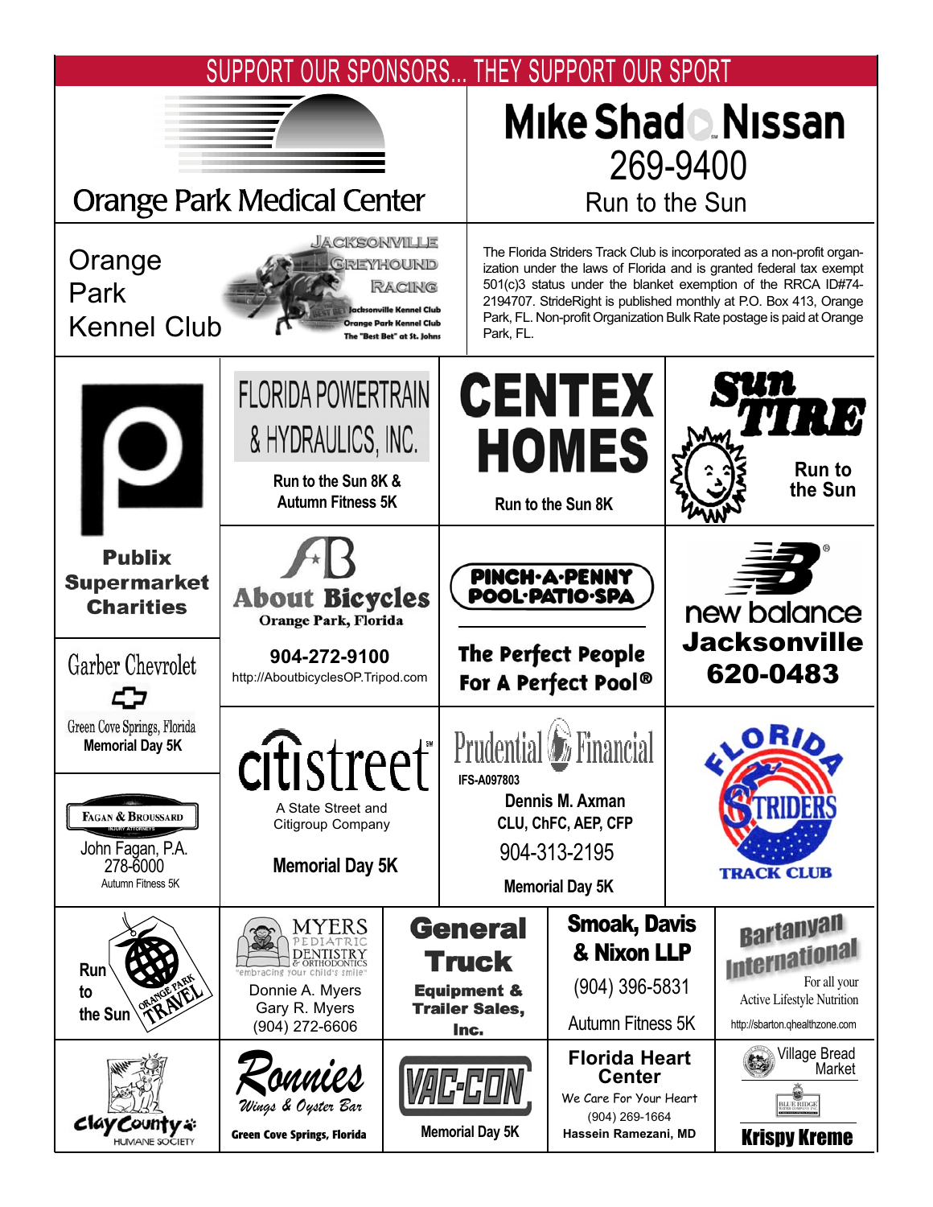# SUPPORT OUR SPONSORS... THEY SUPPORT OUR SPORT

**Orange Park Medical Center**

**Mike Shad Nissan**
269-9400
Run to the Sun

Orange Park Kennel Club

Jacksonville Greyhound Racing
Jacksonville Kennel Club
Orange Park Kennel Club
The "Best Bet" at St. Johns

The Florida Striders Track Club is incorporated as a non-profit organization under the laws of Florida and is granted federal tax exempt 501(c)3 status under the blanket exemption of the RRCA ID#74-2194707. StrideRight is published monthly at P.O. Box 413, Orange Park, FL. Non-profit Organization Bulk Rate postage is paid at Orange Park, FL.

**Publix Supermarket Charities**

**FLORIDA POWERTRAIN & HYDRAULICS, INC.**
Run to the Sun 8K & Autumn Fitness 5K

**CENTEX HOMES**
Run to the Sun 8K

**Sun Tire**
Run to the Sun

**About Bicycles**
Orange Park, Florida
904-272-9100
http://AboutbicyclesOP.Tripod.com

**PINCH-A-PENNY POOL-PATIO-SPA**
The Perfect People For A Perfect Pool®

**new balance Jacksonville**
620-0483

**Garber Chevrolet**
Green Cove Springs, Florida
Memorial Day 5K

**citistreet**
A State Street and Citigroup Company
Memorial Day 5K

**Prudential Financial**
IFS-A097803
Dennis M. Axman
CLU, ChFC, AEP, CFP
904-313-2195
Memorial Day 5K

**Florida Striders Track Club**

**Fagan & Broussard**
Injury Attorneys
John Fagan, P.A.
278-6000
Autumn Fitness 5K

Run to the Sun
**Orange Park Travel**

**Myers Pediatric Dentistry & Orthodontics**
"embracing your child's smile"
Donnie A. Myers
Gary R. Myers
(904) 272-6606

**General Truck Equipment & Trailer Sales, Inc.**

**Smoak, Davis & Nixon LLP**
(904) 396-5831
Autumn Fitness 5K

**Bartanyan International**
For all your Active Lifestyle Nutrition
http://sbarton.qhealthzone.com

**Clay County Humane Society**

**Ronnies**
Wings & Oyster Bar
Green Cove Springs, Florida

**VAC-CON**
Memorial Day 5K

**Florida Heart Center**
We Care For Your Heart
(904) 269-1664
Hassein Ramezani, MD

Village Bread Market
Blue Ridge
**Krispy Kreme**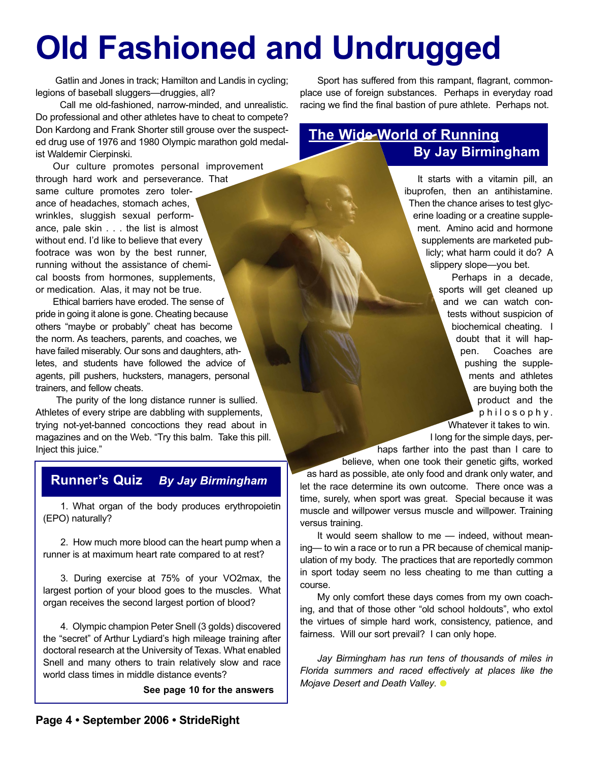# Old Fashioned and Undrugged

Gatlin and Jones in track; Hamilton and Landis in cycling; legions of baseball sluggers—druggies, all?

Call me old-fashioned, narrow-minded, and unrealistic. Do professional and other athletes have to cheat to compete? Don Kardong and Frank Shorter still grouse over the suspected drug use of 1976 and 1980 Olympic marathon gold medalist Waldemir Cierpinski.

Our culture promotes personal improvement through hard work and perseverance. That same culture promotes zero tolerance of headaches, stomach aches, wrinkles, sluggish sexual performance, pale skin . . . the list is almost without end. I'd like to believe that every footrace was won by the best runner, running without the assistance of chemical boosts from hormones, supplements, or medication. Alas, it may not be true.

Ethical barriers have eroded. The sense of pride in going it alone is gone. Cheating because others "maybe or probably" cheat has become the norm. As teachers, parents, and coaches, we have failed miserably. Our sons and daughters, athletes, and students have followed the advice of agents, pill pushers, hucksters, managers, personal trainers, and fellow cheats.

The purity of the long distance runner is sullied. Athletes of every stripe are dabbling with supplements, trying not-yet-banned concoctions they read about in magazines and on the Web. "Try this balm. Take this pill. Inject this juice."

Sport has suffered from this rampant, flagrant, commonplace use of foreign substances. Perhaps in everyday road racing we find the final bastion of pure athlete. Perhaps not.

## The Wide World of Running

**By Jay Birmingham**

It starts with a vitamin pill, an ibuprofen, then an antihistamine. Then the chance arises to test glycerine loading or a creatine supplement. Amino acid and hormone supplements are marketed publicly; what harm could it do? A slippery slope—you bet.

Perhaps in a decade, sports will get cleaned up and we can watch contests without suspicion of biochemical cheating. I doubt that it will happen. Coaches are pushing the supplements and athletes are buying both the product and the philosophy. Whatever it takes to win.

I long for the simple days, perhaps farther into the past than I care to believe, when one took their genetic gifts, worked as hard as possible, ate only food and drank only water, and let the race determine its own outcome. There once was a time, surely, when sport was great. Special because it was muscle and willpower versus muscle and willpower. Training versus training.

It would seem shallow to me — indeed, without meaning— to win a race or to run a PR because of chemical manipulation of my body. The practices that are reportedly common in sport today seem no less cheating to me than cutting a course.

My only comfort these days comes from my own coaching, and that of those other "old school holdouts", who extol the virtues of simple hard work, consistency, patience, and fairness. Will our sort prevail? I can only hope.

*Jay Birmingham has run tens of thousands of miles in Florida summers and raced effectively at places like the Mojave Desert and Death Valley.*

## Runner's Quiz *By Jay Birmingham*

1. What organ of the body produces erythropoietin (EPO) naturally?

2. How much more blood can the heart pump when a runner is at maximum heart rate compared to at rest?

3. During exercise at 75% of your VO2max, the largest portion of your blood goes to the muscles. What organ receives the second largest portion of blood?

4. Olympic champion Peter Snell (3 golds) discovered the "secret" of Arthur Lydiard's high mileage training after doctoral research at the University of Texas. What enabled Snell and many others to train relatively slow and race world class times in middle distance events?

**See page 10 for the answers**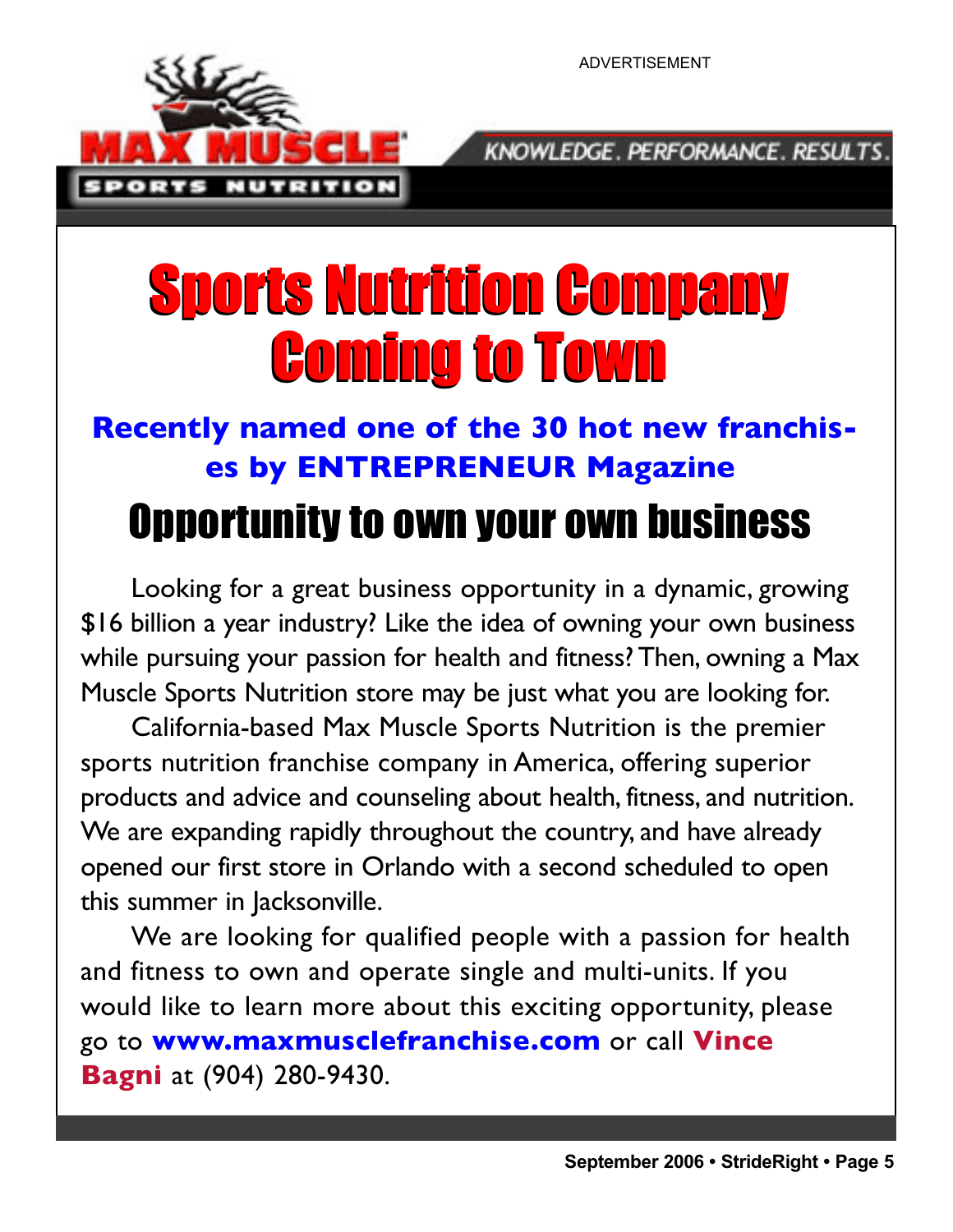ADVERTISEMENT

MAX MUSCLE SPORTS NUTRITION

KNOWLEDGE. PERFORMANCE. RESULTS.

# Sports Nutrition Company Coming to Town

**Recently named one of the 30 hot new franchises by ENTREPRENEUR Magazine**

## Opportunity to own your own business

Looking for a great business opportunity in a dynamic, growing $16 billion a year industry? Like the idea of owning your own business while pursuing your passion for health and fitness? Then, owning a Max Muscle Sports Nutrition store may be just what you are looking for.

California-based Max Muscle Sports Nutrition is the premier sports nutrition franchise company in America, offering superior products and advice and counseling about health, fitness, and nutrition. We are expanding rapidly throughout the country, and have already opened our first store in Orlando with a second scheduled to open this summer in Jacksonville.

We are looking for qualified people with a passion for health and fitness to own and operate single and multi-units. If you would like to learn more about this exciting opportunity, please go to **www.maxmusclefranchise.com** or call **Vince Bagni** at (904) 280-9430.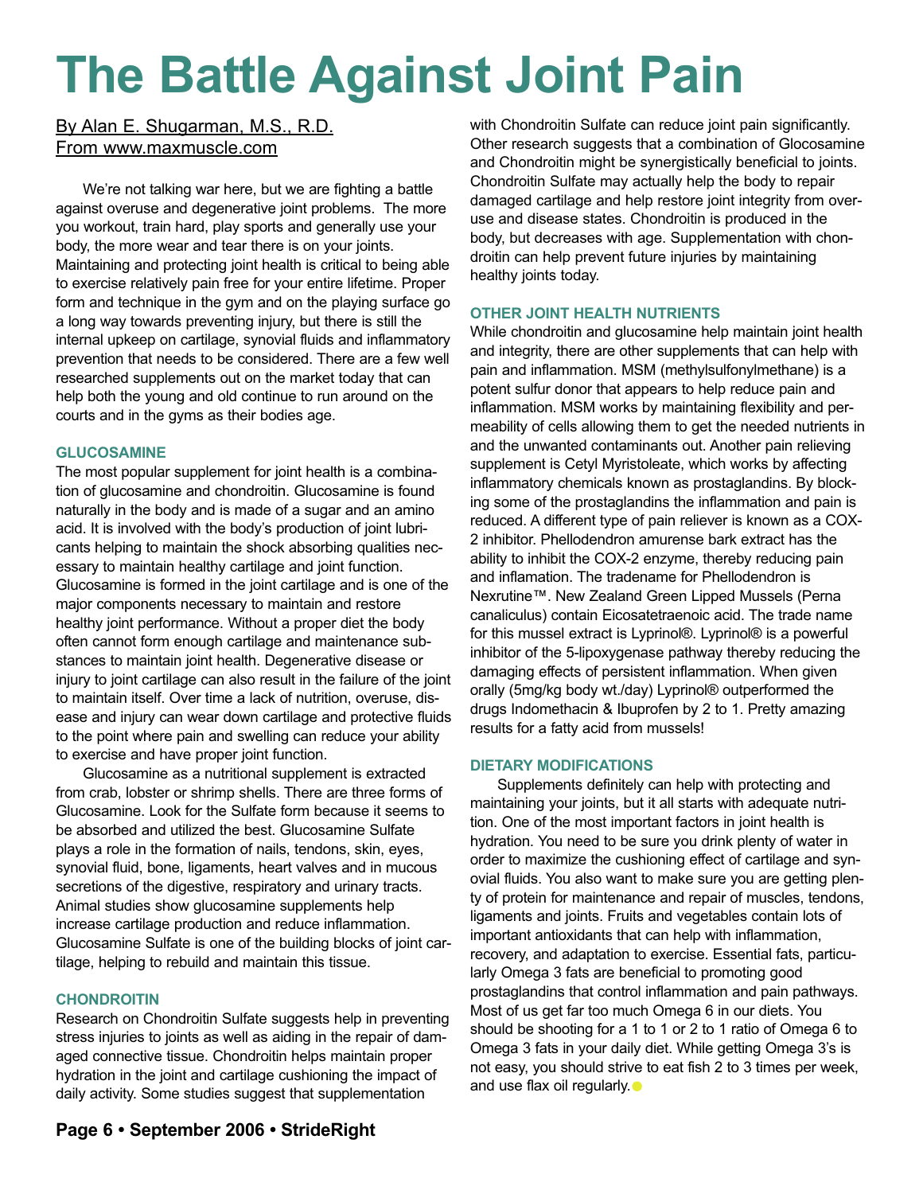# The Battle Against Joint Pain

By Alan E. Shugarman, M.S., R.D.
From www.maxmuscle.com

We're not talking war here, but we are fighting a battle against overuse and degenerative joint problems. The more you workout, train hard, play sports and generally use your body, the more wear and tear there is on your joints. Maintaining and protecting joint health is critical to being able to exercise relatively pain free for your entire lifetime. Proper form and technique in the gym and on the playing surface go a long way towards preventing injury, but there is still the internal upkeep on cartilage, synovial fluids and inflammatory prevention that needs to be considered. There are a few well researched supplements out on the market today that can help both the young and old continue to run around on the courts and in the gyms as their bodies age.

### GLUCOSAMINE

The most popular supplement for joint health is a combination of glucosamine and chondroitin. Glucosamine is found naturally in the body and is made of a sugar and an amino acid. It is involved with the body's production of joint lubricants helping to maintain the shock absorbing qualities necessary to maintain healthy cartilage and joint function. Glucosamine is formed in the joint cartilage and is one of the major components necessary to maintain and restore healthy joint performance. Without a proper diet the body often cannot form enough cartilage and maintenance substances to maintain joint health. Degenerative disease or injury to joint cartilage can also result in the failure of the joint to maintain itself. Over time a lack of nutrition, overuse, disease and injury can wear down cartilage and protective fluids to the point where pain and swelling can reduce your ability to exercise and have proper joint function.

Glucosamine as a nutritional supplement is extracted from crab, lobster or shrimp shells. There are three forms of Glucosamine. Look for the Sulfate form because it seems to be absorbed and utilized the best. Glucosamine Sulfate plays a role in the formation of nails, tendons, skin, eyes, synovial fluid, bone, ligaments, heart valves and in mucous secretions of the digestive, respiratory and urinary tracts. Animal studies show glucosamine supplements help increase cartilage production and reduce inflammation. Glucosamine Sulfate is one of the building blocks of joint cartilage, helping to rebuild and maintain this tissue.

### CHONDROITIN

Research on Chondroitin Sulfate suggests help in preventing stress injuries to joints as well as aiding in the repair of damaged connective tissue. Chondroitin helps maintain proper hydration in the joint and cartilage cushioning the impact of daily activity. Some studies suggest that supplementation with Chondroitin Sulfate can reduce joint pain significantly. Other research suggests that a combination of Glocosamine and Chondroitin might be synergistically beneficial to joints. Chondroitin Sulfate may actually help the body to repair damaged cartilage and help restore joint integrity from overuse and disease states. Chondroitin is produced in the body, but decreases with age. Supplementation with chondroitin can help prevent future injuries by maintaining healthy joints today.

### OTHER JOINT HEALTH NUTRIENTS

While chondroitin and glucosamine help maintain joint health and integrity, there are other supplements that can help with pain and inflammation. MSM (methylsulfonylmethane) is a potent sulfur donor that appears to help reduce pain and inflammation. MSM works by maintaining flexibility and permeability of cells allowing them to get the needed nutrients in and the unwanted contaminants out. Another pain relieving supplement is Cetyl Myristoleate, which works by affecting inflammatory chemicals known as prostaglandins. By blocking some of the prostaglandins the inflammation and pain is reduced. A different type of pain reliever is known as a COX-2 inhibitor. Phellodendron amurense bark extract has the ability to inhibit the COX-2 enzyme, thereby reducing pain and inflamation. The tradename for Phellodendron is Nexrutine™. New Zealand Green Lipped Mussels (Perna canaliculus) contain Eicosatetraenoic acid. The trade name for this mussel extract is Lyprinol®. Lyprinol® is a powerful inhibitor of the 5-lipoxygenase pathway thereby reducing the damaging effects of persistent inflammation. When given orally (5mg/kg body wt./day) Lyprinol® outperformed the drugs Indomethacin & Ibuprofen by 2 to 1. Pretty amazing results for a fatty acid from mussels!

### DIETARY MODIFICATIONS

Supplements definitely can help with protecting and maintaining your joints, but it all starts with adequate nutrition. One of the most important factors in joint health is hydration. You need to be sure you drink plenty of water in order to maximize the cushioning effect of cartilage and synovial fluids. You also want to make sure you are getting plenty of protein for maintenance and repair of muscles, tendons, ligaments and joints. Fruits and vegetables contain lots of important antioxidants that can help with inflammation, recovery, and adaptation to exercise. Essential fats, particularly Omega 3 fats are beneficial to promoting good prostaglandins that control inflammation and pain pathways. Most of us get far too much Omega 6 in our diets. You should be shooting for a 1 to 1 or 2 to 1 ratio of Omega 6 to Omega 3 fats in your daily diet. While getting Omega 3's is not easy, you should strive to eat fish 2 to 3 times per week, and use flax oil regularly.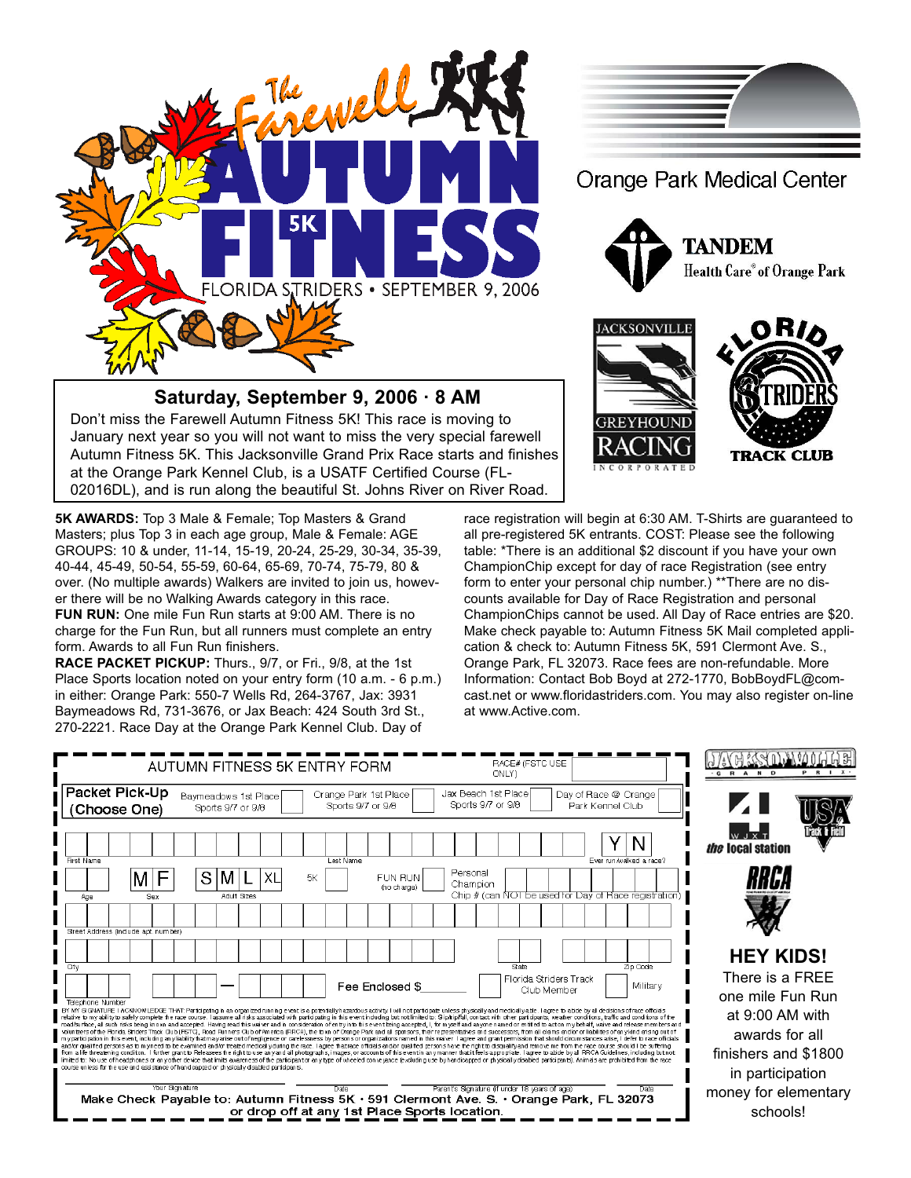# The Farewell AUTUMN FITNESS 5K

FLORIDA STRIDERS • SEPTEMBER 9, 2006

Orange Park Medical Center

TANDEM Health Care® of Orange Park

JACKSONVILLE GREYHOUND RACING INCORPORATED

FLORIDA STRIDERS TRACK CLUB

## Saturday, September 9, 2006 · 8 AM

Don't miss the Farewell Autumn Fitness 5K! This race is moving to January next year so you will not want to miss the very special farewell Autumn Fitness 5K. This Jacksonville Grand Prix Race starts and finishes at the Orange Park Kennel Club, is a USATF Certified Course (FL-02016DL), and is run along the beautiful St. Johns River on River Road.

**5K AWARDS:** Top 3 Male & Female; Top Masters & Grand Masters; plus Top 3 in each age group, Male & Female: AGE GROUPS: 10 & under, 11-14, 15-19, 20-24, 25-29, 30-34, 35-39, 40-44, 45-49, 50-54, 55-59, 60-64, 65-69, 70-74, 75-79, 80 & over. (No multiple awards) Walkers are invited to join us, however there will be no Walking Awards category in this race.

**FUN RUN:** One mile Fun Run starts at 9:00 AM. There is no charge for the Fun Run, but all runners must complete an entry form. Awards to all Fun Run finishers.

**RACE PACKET PICKUP:** Thurs., 9/7, or Fri., 9/8, at the 1st Place Sports location noted on your entry form (10 a.m. - 6 p.m.) in either: Orange Park: 550-7 Wells Rd, 264-3767, Jax: 3931 Baymeadows Rd, 731-3676, or Jax Beach: 424 South 3rd St., 270-2221. Race Day at the Orange Park Kennel Club. Day of race registration will begin at 6:30 AM. T-Shirts are guaranteed to all pre-registered 5K entrants. COST: Please see the following table: \*There is an additional $2 discount if you have your own ChampionChip except for day of race Registration (see entry form to enter your personal chip number.) \*\*There are no discounts available for Day of Race Registration and personal ChampionChips cannot be used. All Day of Race entries are $20. Make check payable to: Autumn Fitness 5K Mail completed application & check to: Autumn Fitness 5K, 591 Clermont Ave. S., Orange Park, FL 32073. Race fees are non-refundable. More Information: Contact Bob Boyd at 272-1770, BobBoydFL@comcast.net or www.floridastriders.com. You may also register on-line at www.Active.com.

## AUTUMN FITNESS 5K ENTRY FORM

RACE# (FSTC USE ONLY)

**Packet Pick-Up (Choose One)**
- Baymeadows 1st Place Sports 9/7 or 9/8
- Orange Park 1st Place Sports 9/7 or 9/8
- Jax Beach 1st Place Sports 9/7 or 9/8
- Day of Race @ Orange Park Kennel Club

First Name | Last Name | Ever run/walked a race? Y N

Age | Sex M F | Adult Sizes S M L XL | 5K | FUN RUN (no charge) | Personal Champion Chip # (can NOT be used for Day of Race registration)

Street Address (include apt. number)

City | State | Zip Code

Telephone Number | Fee Enclosed $ | Florida Striders Track Club Member | Military

BY MY SIGNATURE I ACKNOWLEDGE THAT: Participating in an organized running event is a potentially hazardous activity. I will not participate unless physically and medically able. I agree to abide by all decisions of race officials relative to my ability to safely complete the race course. I assume all risks associated with participating in this event including but not limited to: slip/trip/fall, contact with other participants, weather conditions, traffic and conditions of the road/surface, all such risks being known and accepted. Having read this waiver and in consideration of entry into this event being accepted, I, for myself and anyone named or entitled to act on my behalf, waive and release members and volunteers of the Florida Striders Track Club (FSTC), Road Runners Club of America (RRCA), the town of Orange Park and all sponsors, their representatives and successors, from all claims and/or liabilities of any kind arising out of my participation in this event, including any liability that may arise out of negligence or carelessness by persons or organizations named in this waiver. I agree and grant permission that should circumstances arise, I defer to race officials and/or qualified persons as to my need to be examined and/or treated medically during the race. I agree that race officials and/or qualified persons have the right to disqualify and remove me from the race course should I be suffering from a life threatening condition. I further grant to Releasees the right to use any and all photographs, images, or accounts of this event in any manner that it feels appropriate. I agree to abide by all RRCA Guidelines, including but not limited to: No use of headphones or any other device that limits awareness of the participant or any type of wheeled conveyance (excluding use by handicapped or physically disabled participants). Animals are prohibited from the race course unless for the use and assistance of handicapped or physically disabled participants.

Your Signature | Date | Parent's Signature (if under 18 years of age) | Date

**Make Check Payable to: Autumn Fitness 5K · 591 Clermont Ave. S. · Orange Park, FL 32073 or drop off at any 1st Place Sports location.**

JACKSONVILLE GRAND PRIX

WJXT the local station

USA Track & Field

RRCA

## HEY KIDS!

There is a FREE one mile Fun Run at 9:00 AM with awards for all finishers and $1800 in participation money for elementary schools!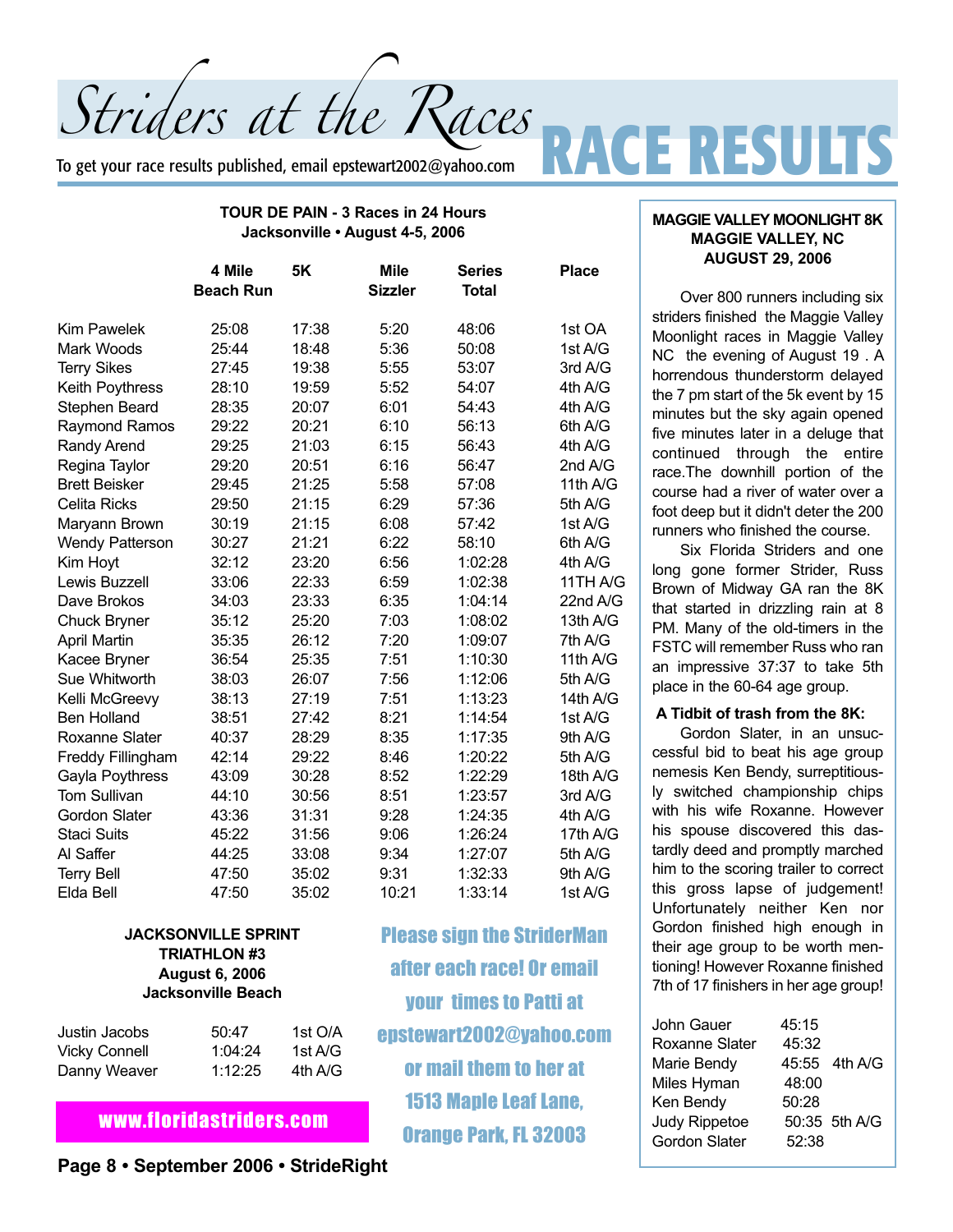# Striders at the Races

To get your race results published, email epstewart2002@yahoo.com

# RACE RESULTS

## TOUR DE PAIN - 3 Races in 24 Hours
**Jacksonville • August 4-5, 2006**

| | 4 Mile Beach Run | 5K | Mile Sizzler | Series Total | Place |
|---|---|---|---|---|---|
| Kim Pawelek | 25:08 | 17:38 | 5:20 | 48:06 | 1st OA |
| Mark Woods | 25:44 | 18:48 | 5:36 | 50:08 | 1st A/G |
| Terry Sikes | 27:45 | 19:38 | 5:55 | 53:07 | 3rd A/G |
| Keith Poythress | 28:10 | 19:59 | 5:52 | 54:07 | 4th A/G |
| Stephen Beard | 28:35 | 20:07 | 6:01 | 54:43 | 4th A/G |
| Raymond Ramos | 29:22 | 20:21 | 6:10 | 56:13 | 6th A/G |
| Randy Arend | 29:25 | 21:03 | 6:15 | 56:43 | 4th A/G |
| Regina Taylor | 29:20 | 20:51 | 6:16 | 56:47 | 2nd A/G |
| Brett Beisker | 29:45 | 21:25 | 5:58 | 57:08 | 11th A/G |
| Celita Ricks | 29:50 | 21:15 | 6:29 | 57:36 | 5th A/G |
| Maryann Brown | 30:19 | 21:15 | 6:08 | 57:42 | 1st A/G |
| Wendy Patterson | 30:27 | 21:21 | 6:22 | 58:10 | 6th A/G |
| Kim Hoyt | 32:12 | 23:20 | 6:56 | 1:02:28 | 4th A/G |
| Lewis Buzzell | 33:06 | 22:33 | 6:59 | 1:02:38 | 11TH A/G |
| Dave Brokos | 34:03 | 23:33 | 6:35 | 1:04:14 | 22nd A/G |
| Chuck Bryner | 35:12 | 25:20 | 7:03 | 1:08:02 | 13th A/G |
| April Martin | 35:35 | 26:12 | 7:20 | 1:09:07 | 7th A/G |
| Kacee Bryner | 36:54 | 25:35 | 7:51 | 1:10:30 | 11th A/G |
| Sue Whitworth | 38:03 | 26:07 | 7:56 | 1:12:06 | 5th A/G |
| Kelli McGreevy | 38:13 | 27:19 | 7:51 | 1:13:23 | 14th A/G |
| Ben Holland | 38:51 | 27:42 | 8:21 | 1:14:54 | 1st A/G |
| Roxanne Slater | 40:37 | 28:29 | 8:35 | 1:17:35 | 9th A/G |
| Freddy Fillingham | 42:14 | 29:22 | 8:46 | 1:20:22 | 5th A/G |
| Gayla Poythress | 43:09 | 30:28 | 8:52 | 1:22:29 | 18th A/G |
| Tom Sullivan | 44:10 | 30:56 | 8:51 | 1:23:57 | 3rd A/G |
| Gordon Slater | 43:36 | 31:31 | 9:28 | 1:24:35 | 4th A/G |
| Staci Suits | 45:22 | 31:56 | 9:06 | 1:26:24 | 17th A/G |
| Al Saffer | 44:25 | 33:08 | 9:34 | 1:27:07 | 5th A/G |
| Terry Bell | 47:50 | 35:02 | 9:31 | 1:32:33 | 9th A/G |
| Elda Bell | 47:50 | 35:02 | 10:21 | 1:33:14 | 1st A/G |

## JACKSONVILLE SPRINT TRIATHLON #3
**August 6, 2006**
**Jacksonville Beach**

| | | |
|---|---|---|
| Justin Jacobs | 50:47 | 1st O/A |
| Vicky Connell | 1:04:24 | 1st A/G |
| Danny Weaver | 1:12:25 | 4th A/G |

**www.floridastriders.com**

**Please sign the StriderMan after each race! Or email your times to Patti at epstewart2002@yahoo.com or mail them to her at 1513 Maple Leaf Lane, Orange Park, FL 32003**

## MAGGIE VALLEY MOONLIGHT 8K
**MAGGIE VALLEY, NC**
**AUGUST 29, 2006**

Over 800 runners including six striders finished the Maggie Valley Moonlight races in Maggie Valley NC the evening of August 19 . A horrendous thunderstorm delayed the 7 pm start of the 5k event by 15 minutes but the sky again opened five minutes later in a deluge that continued through the entire race.The downhill portion of the course had a river of water over a foot deep but it didn't deter the 200 runners who finished the course.

Six Florida Striders and one long gone former Strider, Russ Brown of Midway GA ran the 8K that started in drizzling rain at 8 PM. Many of the old-timers in the FSTC will remember Russ who ran an impressive 37:37 to take 5th place in the 60-64 age group.

**A Tidbit of trash from the 8K:**

Gordon Slater, in an unsuccessful bid to beat his age group nemesis Ken Bendy, surreptitiously switched championship chips with his wife Roxanne. However his spouse discovered this dastardly deed and promptly marched him to the scoring trailer to correct this gross lapse of judgement! Unfortunately neither Ken nor Gordon finished high enough in their age group to be worth mentioning! However Roxanne finished 7th of 17 finishers in her age group!

| | | |
|---|---|---|
| John Gauer | 45:15 | |
| Roxanne Slater | 45:32 | |
| Marie Bendy | 45:55 | 4th A/G |
| Miles Hyman | 48:00 | |
| Ken Bendy | 50:28 | |
| Judy Rippetoe | 50:35 | 5th A/G |
| Gordon Slater | 52:38 | |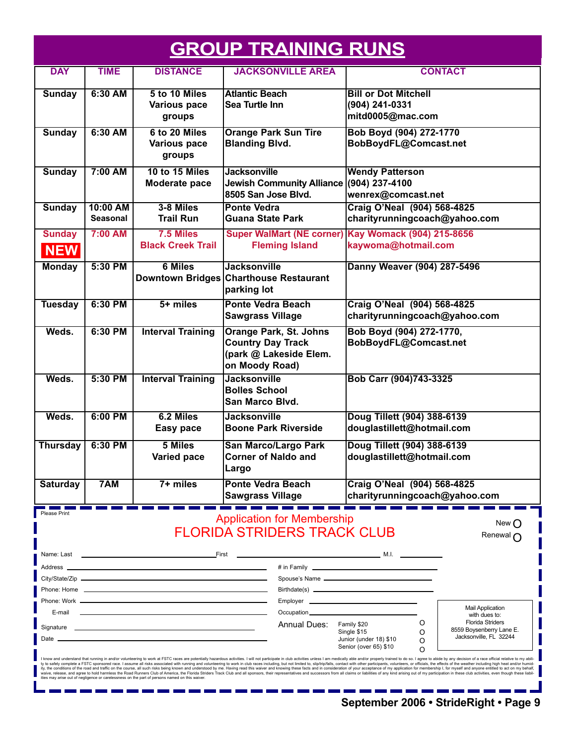# GROUP TRAINING RUNS

| DAY | TIME | DISTANCE | JACKSONVILLE AREA | CONTACT |
|---|---|---|---|---|
| Sunday | 6:30 AM | 5 to 10 Miles Various pace groups | Atlantic Beach Sea Turtle Inn | Bill or Dot Mitchell (904) 241-0331 mitd0005@mac.com |
| Sunday | 6:30 AM | 6 to 20 Miles Various pace groups | Orange Park Sun Tire Blanding Blvd. | Bob Boyd (904) 272-1770 BobBoydFL@Comcast.net |
| Sunday | 7:00 AM | 10 to 15 Miles Moderate pace | Jacksonville Jewish Community Alliance 8505 San Jose Blvd. | Wendy Patterson (904) 237-4100 wenrex@comcast.net |
| Sunday | 10:00 AM Seasonal | 3-8 Miles Trail Run | Ponte Vedra Guana State Park | Craig O'Neal (904) 568-4825 charityrunningcoach@yahoo.com |
| Sunday **NEW** | 7:00 AM | 7.5 Miles Black Creek Trail | Super WalMart (NE corner) Fleming Island | Kay Womack (904) 215-8656 kaywoma@hotmail.com |
| Monday | 5:30 PM | 6 Miles Downtown Bridges | Jacksonville Charthouse Restaurant parking lot | Danny Weaver (904) 287-5496 |
| Tuesday | 6:30 PM | 5+ miles | Ponte Vedra Beach Sawgrass Village | Craig O'Neal (904) 568-4825 charityrunningcoach@yahoo.com |
| Weds. | 6:30 PM | Interval Training | Orange Park, St. Johns Country Day Track (park @ Lakeside Elem. on Moody Road) | Bob Boyd (904) 272-1770, BobBoydFL@Comcast.net |
| Weds. | 5:30 PM | Interval Training | Jacksonville Bolles School San Marco Blvd. | Bob Carr (904)743-3325 |
| Weds. | 6:00 PM | 6.2 Miles Easy pace | Jacksonville Boone Park Riverside | Doug Tillett (904) 388-6139 douglastillett@hotmail.com |
| Thursday | 6:30 PM | 5 Miles Varied pace | San Marco/Largo Park Corner of Naldo and Largo | Doug Tillett (904) 388-6139 douglastillett@hotmail.com |
| Saturday | 7AM | 7+ miles | Ponte Vedra Beach Sawgrass Village | Craig O'Neal (904) 568-4825 charityrunningcoach@yahoo.com |

Please Print

## Application for Membership
## FLORIDA STRIDERS TRACK CLUB

New ○
Renewal ○

Name: Last ____________________ First ____________________ M.I. ________

Address ____________________ # in Family ____________________

City/State/Zip ____________________ Spouse's Name ____________________

Phone: Home ____________________ Birthdate(s) ____________________

Phone: Work ____________________ Employer ____________________

E-mail ____________________ Occupation ____________________

Signature ____________________

Date ____________________

Annual Dues:
- Family $20 ○
- Single $15 ○
- Junior (under 18) $10 ○
- Senior (over 65) $10 ○

Mail Application with dues to:
Florida Striders
8559 Boysenberry Lane E.
Jacksonville, FL 32244

I know and understand that running in and/or volunteering to work at FSTC races are potentially hazardous activities. I will not participate in club activities unless I am medically able and/or properly trained to do so. I agree to abide by any decision of a race official relative to my ability to safely complete a FSTC sponsored race. I assume all risks associated with running and volunteering to work in club races including, but not limited to, slip/trip/falls, contact with other participants, volunteers, or officials, the effects of the weather including high heat and/or humidity, the conditions of the road and traffic on the course, all such risks being known and understood by me. Having read this waiver and knowing these facts and in consideration of your acceptance of my application for membership I, for myself and anyone entitled to act on my behalf, waive, release, and agree to hold harmless the Road Runners Club of America, the Florida Striders Track Club and all sponsors, their representatives and successors from all claims or liabilities of any kind arising out of my participation in these club activities, even though these liabilities may arise out of negligence or carelessness on the part of persons named on this waiver.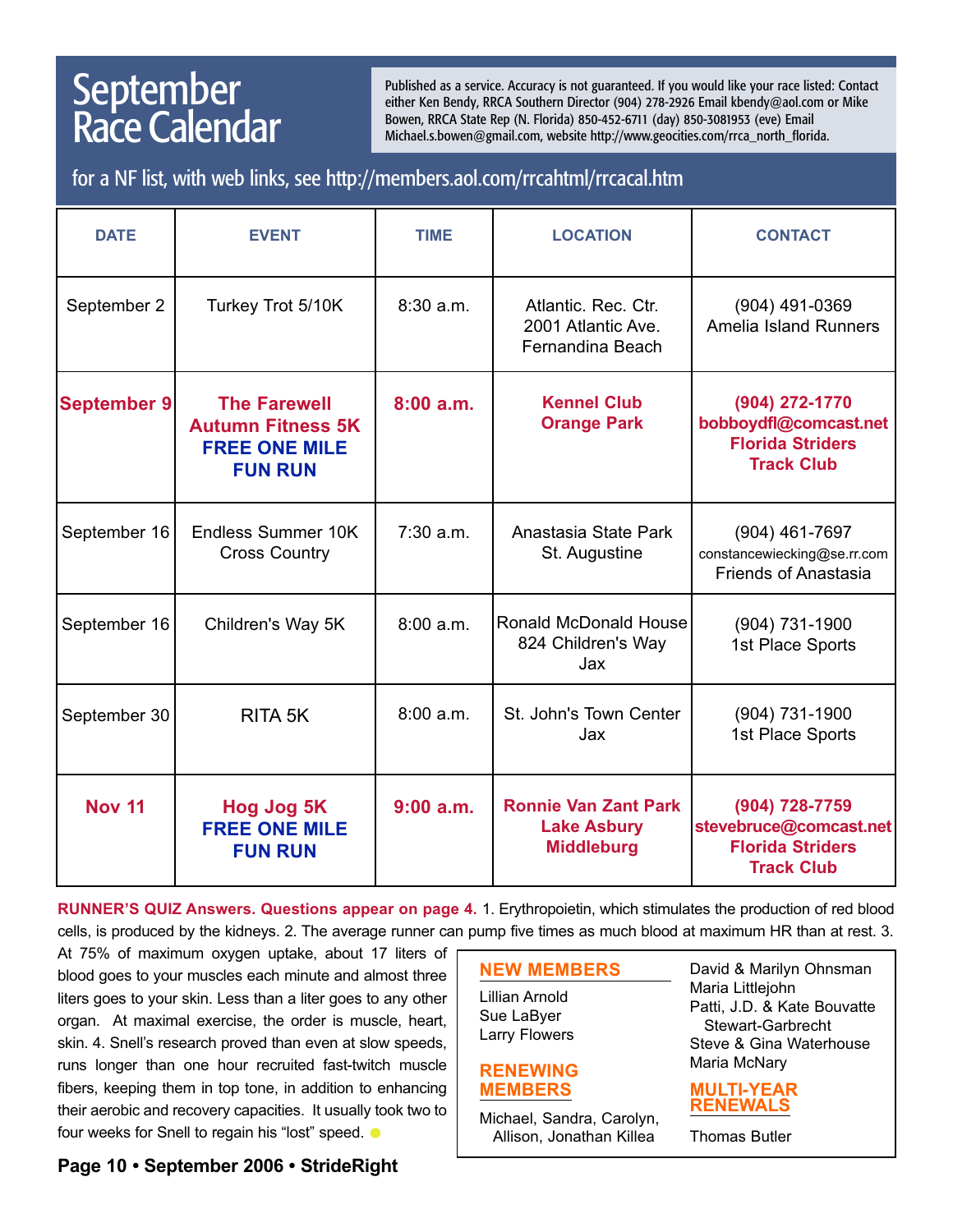# September Race Calendar

Published as a service. Accuracy is not guaranteed. If you would like your race listed: Contact either Ken Bendy, RRCA Southern Director (904) 278-2926 Email kbendy@aol.com or Mike Bowen, RRCA State Rep (N. Florida) 850-452-6711 (day) 850-3081953 (eve) Email Michael.s.bowen@gmail.com, website http://www.geocities.com/rrca_north_florida.

for a NF list, with web links, see http://members.aol.com/rrcahtml/rrcacal.htm

| DATE | EVENT | TIME | LOCATION | CONTACT |
|---|---|---|---|---|
| September 2 | Turkey Trot 5/10K | 8:30 a.m. | Atlantic. Rec. Ctr. 2001 Atlantic Ave. Fernandina Beach | (904) 491-0369 Amelia Island Runners |
| **September 9** | **The Farewell Autumn Fitness 5K FREE ONE MILE FUN RUN** | **8:00 a.m.** | **Kennel Club Orange Park** | **(904) 272-1770 bobboydfl@comcast.net Florida Striders Track Club** |
| September 16 | Endless Summer 10K Cross Country | 7:30 a.m. | Anastasia State Park St. Augustine | (904) 461-7697 constancewiecking@se.rr.com Friends of Anastasia |
| September 16 | Children's Way 5K | 8:00 a.m. | Ronald McDonald House 824 Children's Way Jax | (904) 731-1900 1st Place Sports |
| September 30 | RITA 5K | 8:00 a.m. | St. John's Town Center Jax | (904) 731-1900 1st Place Sports |
| **Nov 11** | **Hog Jog 5K FREE ONE MILE FUN RUN** | **9:00 a.m.** | **Ronnie Van Zant Park Lake Asbury Middleburg** | **(904) 728-7759 stevebruce@comcast.net Florida Striders Track Club** |

**RUNNER'S QUIZ Answers. Questions appear on page 4.** 1. Erythropoietin, which stimulates the production of red blood cells, is produced by the kidneys. 2. The average runner can pump five times as much blood at maximum HR than at rest. 3. At 75% of maximum oxygen uptake, about 17 liters of blood goes to your muscles each minute and almost three liters goes to your skin. Less than a liter goes to any other organ. At maximal exercise, the order is muscle, heart, skin. 4. Snell's research proved than even at slow speeds, runs longer than one hour recruited fast-twitch muscle fibers, keeping them in top tone, in addition to enhancing their aerobic and recovery capacities. It usually took two to four weeks for Snell to regain his "lost" speed.

## NEW MEMBERS

Lillian Arnold
Sue LaByer
Larry Flowers
David & Marilyn Ohnsman
Maria Littlejohn
Patti, J.D. & Kate Bouvatte Stewart-Garbrecht
Steve & Gina Waterhouse
Maria McNary

## RENEWING MEMBERS

Michael, Sandra, Carolyn, Allison, Jonathan Killea

## MULTI-YEAR RENEWALS

Thomas Butler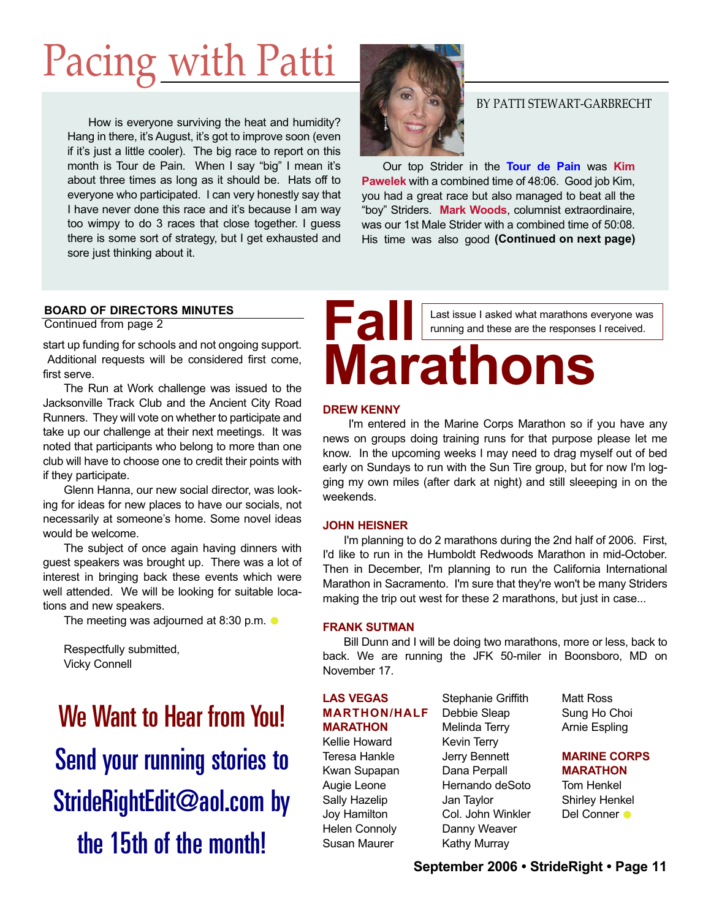# Pacing with Patti

BY PATTI STEWART-GARBRECHT

How is everyone surviving the heat and humidity? Hang in there, it's August, it's got to improve soon (even if it's just a little cooler). The big race to report on this month is Tour de Pain. When I say "big" I mean it's about three times as long as it should be. Hats off to everyone who participated. I can very honestly say that I have never done this race and it's because I am way too wimpy to do 3 races that close together. I guess there is some sort of strategy, but I get exhausted and sore just thinking about it.

Our top Strider in the **Tour de Pain** was **Kim Pawelek** with a combined time of 48:06. Good job Kim, you had a great race but also managed to beat all the "boy" Striders. **Mark Woods**, columnist extraordinaire, was our 1st Male Strider with a combined time of 50:08. His time was also good **(Continued on next page)**

## BOARD OF DIRECTORS MINUTES

Continued from page 2

start up funding for schools and not ongoing support. Additional requests will be considered first come, first serve.

The Run at Work challenge was issued to the Jacksonville Track Club and the Ancient City Road Runners. They will vote on whether to participate and take up our challenge at their next meetings. It was noted that participants who belong to more than one club will have to choose one to credit their points with if they participate.

Glenn Hanna, our new social director, was looking for ideas for new places to have our socials, not necessarily at someone's home. Some novel ideas would be welcome.

The subject of once again having dinners with guest speakers was brought up. There was a lot of interest in bringing back these events which were well attended. We will be looking for suitable locations and new speakers.

The meeting was adjourned at 8:30 p.m.

Respectfully submitted,
Vicky Connell

**We Want to Hear from You! Send your running stories to StrideRightEdit@aol.com by the 15th of the month!**

# Fall Marathons

Last issue I asked what marathons everyone was running and these are the responses I received.

### DREW KENNY

I'm entered in the Marine Corps Marathon so if you have any news on groups doing training runs for that purpose please let me know. In the upcoming weeks I may need to drag myself out of bed early on Sundays to run with the Sun Tire group, but for now I'm logging my own miles (after dark at night) and still sleeeping in on the weekends.

### JOHN HEISNER

I'm planning to do 2 marathons during the 2nd half of 2006. First, I'd like to run in the Humboldt Redwoods Marathon in mid-October. Then in December, I'm planning to run the California International Marathon in Sacramento. I'm sure that they're won't be many Striders making the trip out west for these 2 marathons, but just in case...

### FRANK SUTMAN

Bill Dunn and I will be doing two marathons, more or less, back to back. We are running the JFK 50-miler in Boonsboro, MD on November 17.

### LAS VEGAS MARTHON/HALF MARATHON

Kellie Howard
Teresa Hankle
Kwan Supapan
Augie Leone
Sally Hazelip
Joy Hamilton
Helen Connoly
Susan Maurer
Stephanie Griffith
Debbie Sleap
Melinda Terry
Kevin Terry
Jerry Bennett
Dana Perpall
Hernando deSoto
Jan Taylor
Col. John Winkler
Danny Weaver
Kathy Murray
Matt Ross
Sung Ho Choi
Arnie Espling

### MARINE CORPS MARATHON

Tom Henkel
Shirley Henkel
Del Conner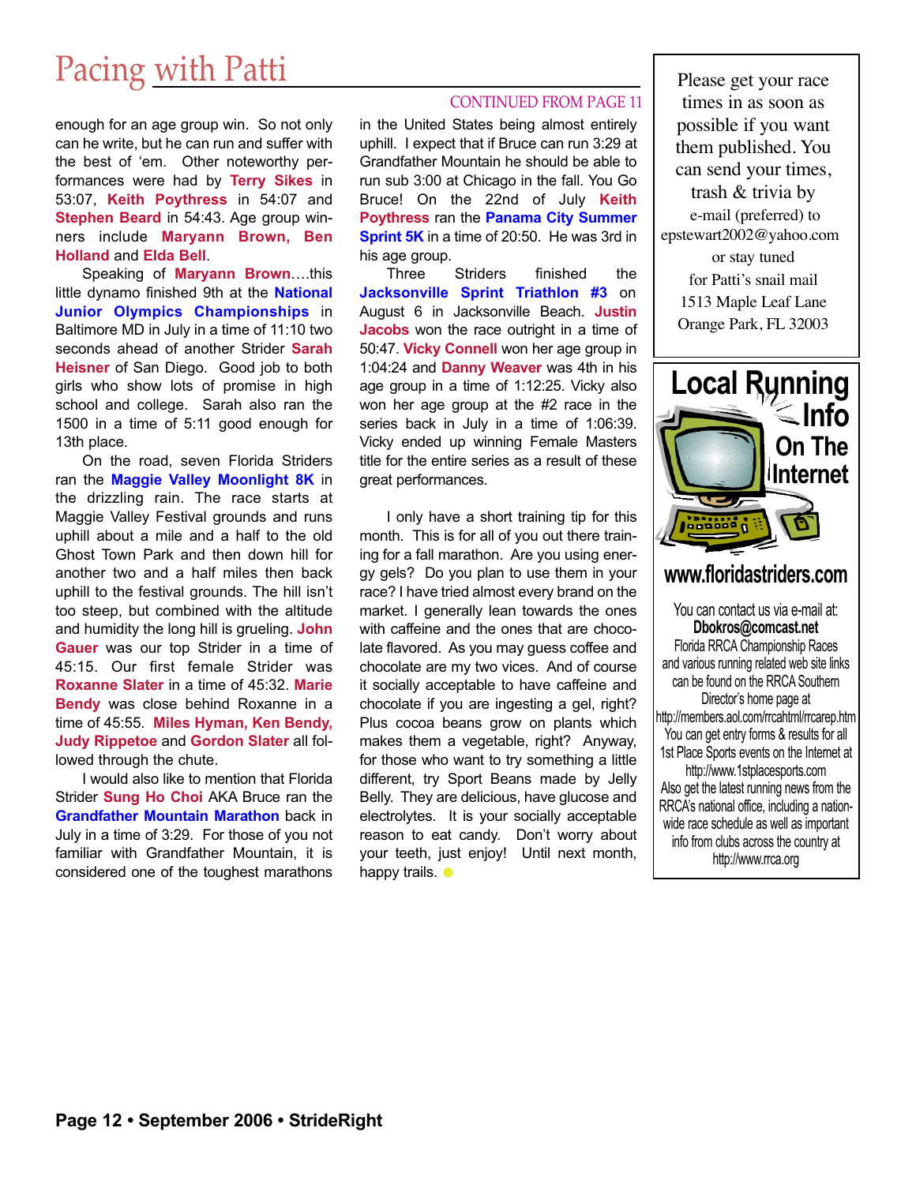# Pacing with Patti

CONTINUED FROM PAGE 11

enough for an age group win. So not only can he write, but he can run and suffer with the best of 'em. Other noteworthy performances were had by **Terry Sikes** in 53:07, **Keith Poythress** in 54:07 and **Stephen Beard** in 54:43. Age group winners include **Maryann Brown, Ben Holland** and **Elda Bell**.

Speaking of **Maryann Brown**….this little dynamo finished 9th at the **National Junior Olympics Championships** in Baltimore MD in July in a time of 11:10 two seconds ahead of another Strider **Sarah Heisner** of San Diego. Good job to both girls who show lots of promise in high school and college. Sarah also ran the 1500 in a time of 5:11 good enough for 13th place.

On the road, seven Florida Striders ran the **Maggie Valley Moonlight 8K** in the drizzling rain. The race starts at Maggie Valley Festival grounds and runs uphill about a mile and a half to the old Ghost Town Park and then down hill for another two and a half miles then back uphill to the festival grounds. The hill isn't too steep, but combined with the altitude and humidity the long hill is grueling. **John Gauer** was our top Strider in a time of 45:15. Our first female Strider was **Roxanne Slater** in a time of 45:32. **Marie Bendy** was close behind Roxanne in a time of 45:55. **Miles Hyman, Ken Bendy, Judy Rippetoe** and **Gordon Slater** all followed through the chute.

I would also like to mention that Florida Strider **Sung Ho Choi** AKA Bruce ran the **Grandfather Mountain Marathon** back in July in a time of 3:29. For those of you not familiar with Grandfather Mountain, it is considered one of the toughest marathons in the United States being almost entirely uphill. I expect that if Bruce can run 3:29 at Grandfather Mountain he should be able to run sub 3:00 at Chicago in the fall. You Go Bruce! On the 22nd of July **Keith Poythress** ran the **Panama City Summer Sprint 5K** in a time of 20:50. He was 3rd in his age group.

Three Striders finished the **Jacksonville Sprint Triathlon #3** on August 6 in Jacksonville Beach. **Justin Jacobs** won the race outright in a time of 50:47. **Vicky Connell** won her age group in 1:04:24 and **Danny Weaver** was 4th in his age group in a time of 1:12:25. Vicky also won her age group at the #2 race in the series back in July in a time of 1:06:39. Vicky ended up winning Female Masters title for the entire series as a result of these great performances.

I only have a short training tip for this month. This is for all of you out there training for a fall marathon. Are you using energy gels? Do you plan to use them in your race? I have tried almost every brand on the market. I generally lean towards the ones with caffeine and the ones that are chocolate flavored. As you may guess coffee and chocolate are my two vices. And of course it socially acceptable to have caffeine and chocolate if you are ingesting a gel, right? Plus cocoa beans grow on plants which makes them a vegetable, right? Anyway, for those who want to try something a little different, try Sport Beans made by Jelly Belly. They are delicious, have glucose and electrolytes. It is your socially acceptable reason to eat candy. Don't worry about your teeth, just enjoy! Until next month, happy trails.

---

Please get your race times in as soon as possible if you want them published. You can send your times, trash & trivia by e-mail (preferred) to epstewart2002@yahoo.com or stay tuned for Patti's snail mail
1513 Maple Leaf Lane
Orange Park, FL 32003

---

## Local Running Info On The Internet

**www.floridastriders.com**

You can contact us via e-mail at: **Dbokros@comcast.net**

Florida RRCA Championship Races and various running related web site links can be found on the RRCA Southern Director's home page at http://members.aol.com/rrcahtml/rrcarep.htm

You can get entry forms & results for all 1st Place Sports events on the Internet at http://www.1stplacesports.com

Also get the latest running news from the RRCA's national office, including a nationwide race schedule as well as important info from clubs across the country at http://www.rrca.org